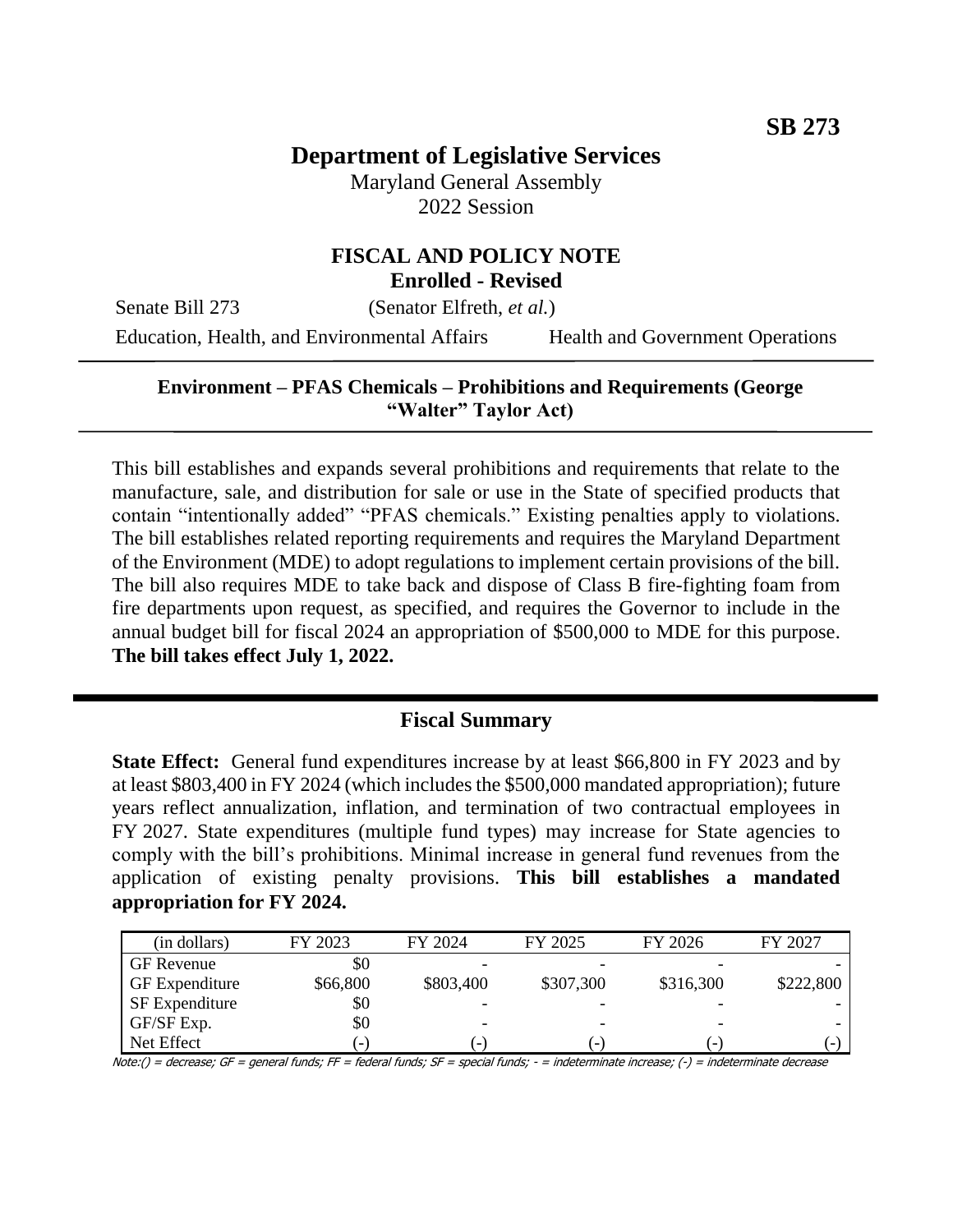SB 273

# Department of Legislative Services

Maryland General Assembly
2022 Session

## FISCAL AND POLICY NOTE
**Enrolled - Revised**

Senate Bill 273 (Senator Elfreth, *et al.*)

Education, Health, and Environmental Affairs Health and Government Operations

---

**Environment – PFAS Chemicals – Prohibitions and Requirements (George "Walter" Taylor Act)**

---

This bill establishes and expands several prohibitions and requirements that relate to the manufacture, sale, and distribution for sale or use in the State of specified products that contain "intentionally added" "PFAS chemicals." Existing penalties apply to violations. The bill establishes related reporting requirements and requires the Maryland Department of the Environment (MDE) to adopt regulations to implement certain provisions of the bill. The bill also requires MDE to take back and dispose of Class B fire-fighting foam from fire departments upon request, as specified, and requires the Governor to include in the annual budget bill for fiscal 2024 an appropriation of $500,000 to MDE for this purpose. **The bill takes effect July 1, 2022.**

---

## Fiscal Summary

**State Effect:** General fund expenditures increase by at least $66,800 in FY 2023 and by at least $803,400 in FY 2024 (which includes the $500,000 mandated appropriation); future years reflect annualization, inflation, and termination of two contractual employees in FY 2027. State expenditures (multiple fund types) may increase for State agencies to comply with the bill's prohibitions. Minimal increase in general fund revenues from the application of existing penalty provisions. **This bill establishes a mandated appropriation for FY 2024.**

| (in dollars) | FY 2023 | FY 2024 | FY 2025 | FY 2026 | FY 2027 |
|---|---|---|---|---|---|
| GF Revenue | $0 | - | - | - | - |
| GF Expenditure | $66,800 | $803,400 | $307,300 | $316,300 | $222,800 |
| SF Expenditure | $0 | - | - | - | - |
| GF/SF Exp. | $0 | - | - | - | - |
| Net Effect | (-) | (-) | (-) | (-) | (-) |

Note:() = decrease; GF = general funds; FF = federal funds; SF = special funds; - = indeterminate increase; (-) = indeterminate decrease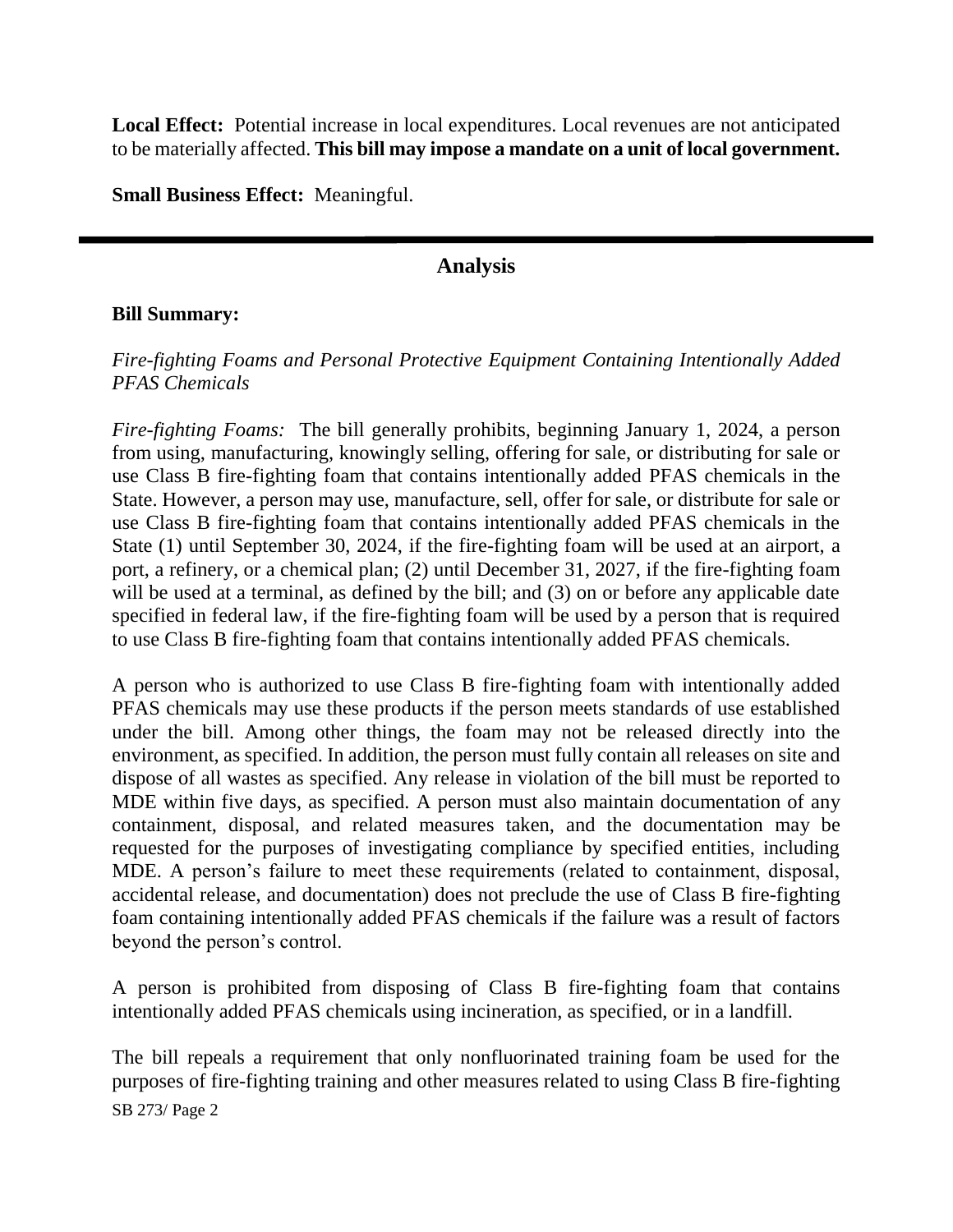**Local Effect:** Potential increase in local expenditures. Local revenues are not anticipated to be materially affected. **This bill may impose a mandate on a unit of local government.**

**Small Business Effect:** Meaningful.

---

## Analysis

**Bill Summary:**

*Fire-fighting Foams and Personal Protective Equipment Containing Intentionally Added PFAS Chemicals*

*Fire-fighting Foams:* The bill generally prohibits, beginning January 1, 2024, a person from using, manufacturing, knowingly selling, offering for sale, or distributing for sale or use Class B fire-fighting foam that contains intentionally added PFAS chemicals in the State. However, a person may use, manufacture, sell, offer for sale, or distribute for sale or use Class B fire-fighting foam that contains intentionally added PFAS chemicals in the State (1) until September 30, 2024, if the fire-fighting foam will be used at an airport, a port, a refinery, or a chemical plan; (2) until December 31, 2027, if the fire-fighting foam will be used at a terminal, as defined by the bill; and (3) on or before any applicable date specified in federal law, if the fire-fighting foam will be used by a person that is required to use Class B fire-fighting foam that contains intentionally added PFAS chemicals.

A person who is authorized to use Class B fire-fighting foam with intentionally added PFAS chemicals may use these products if the person meets standards of use established under the bill. Among other things, the foam may not be released directly into the environment, as specified. In addition, the person must fully contain all releases on site and dispose of all wastes as specified. Any release in violation of the bill must be reported to MDE within five days, as specified. A person must also maintain documentation of any containment, disposal, and related measures taken, and the documentation may be requested for the purposes of investigating compliance by specified entities, including MDE. A person's failure to meet these requirements (related to containment, disposal, accidental release, and documentation) does not preclude the use of Class B fire-fighting foam containing intentionally added PFAS chemicals if the failure was a result of factors beyond the person's control.

A person is prohibited from disposing of Class B fire-fighting foam that contains intentionally added PFAS chemicals using incineration, as specified, or in a landfill.

The bill repeals a requirement that only nonfluorinated training foam be used for the purposes of fire-fighting training and other measures related to using Class B fire-fighting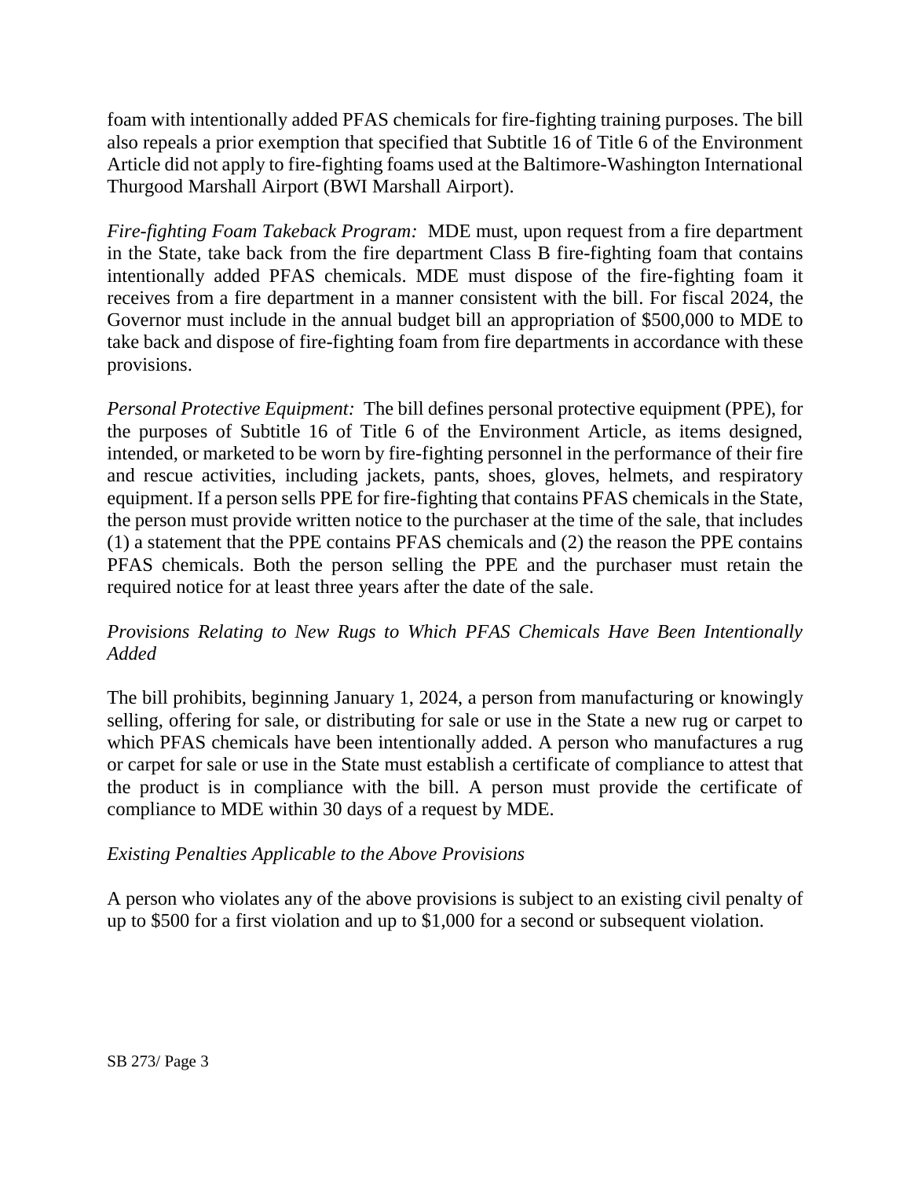foam with intentionally added PFAS chemicals for fire-fighting training purposes. The bill also repeals a prior exemption that specified that Subtitle 16 of Title 6 of the Environment Article did not apply to fire-fighting foams used at the Baltimore-Washington International Thurgood Marshall Airport (BWI Marshall Airport).

*Fire-fighting Foam Takeback Program:* MDE must, upon request from a fire department in the State, take back from the fire department Class B fire-fighting foam that contains intentionally added PFAS chemicals. MDE must dispose of the fire-fighting foam it receives from a fire department in a manner consistent with the bill. For fiscal 2024, the Governor must include in the annual budget bill an appropriation of $500,000 to MDE to take back and dispose of fire-fighting foam from fire departments in accordance with these provisions.

*Personal Protective Equipment:* The bill defines personal protective equipment (PPE), for the purposes of Subtitle 16 of Title 6 of the Environment Article, as items designed, intended, or marketed to be worn by fire-fighting personnel in the performance of their fire and rescue activities, including jackets, pants, shoes, gloves, helmets, and respiratory equipment. If a person sells PPE for fire-fighting that contains PFAS chemicals in the State, the person must provide written notice to the purchaser at the time of the sale, that includes (1) a statement that the PPE contains PFAS chemicals and (2) the reason the PPE contains PFAS chemicals. Both the person selling the PPE and the purchaser must retain the required notice for at least three years after the date of the sale.

*Provisions Relating to New Rugs to Which PFAS Chemicals Have Been Intentionally Added*

The bill prohibits, beginning January 1, 2024, a person from manufacturing or knowingly selling, offering for sale, or distributing for sale or use in the State a new rug or carpet to which PFAS chemicals have been intentionally added. A person who manufactures a rug or carpet for sale or use in the State must establish a certificate of compliance to attest that the product is in compliance with the bill. A person must provide the certificate of compliance to MDE within 30 days of a request by MDE.

*Existing Penalties Applicable to the Above Provisions*

A person who violates any of the above provisions is subject to an existing civil penalty of up to $500 for a first violation and up to $1,000 for a second or subsequent violation.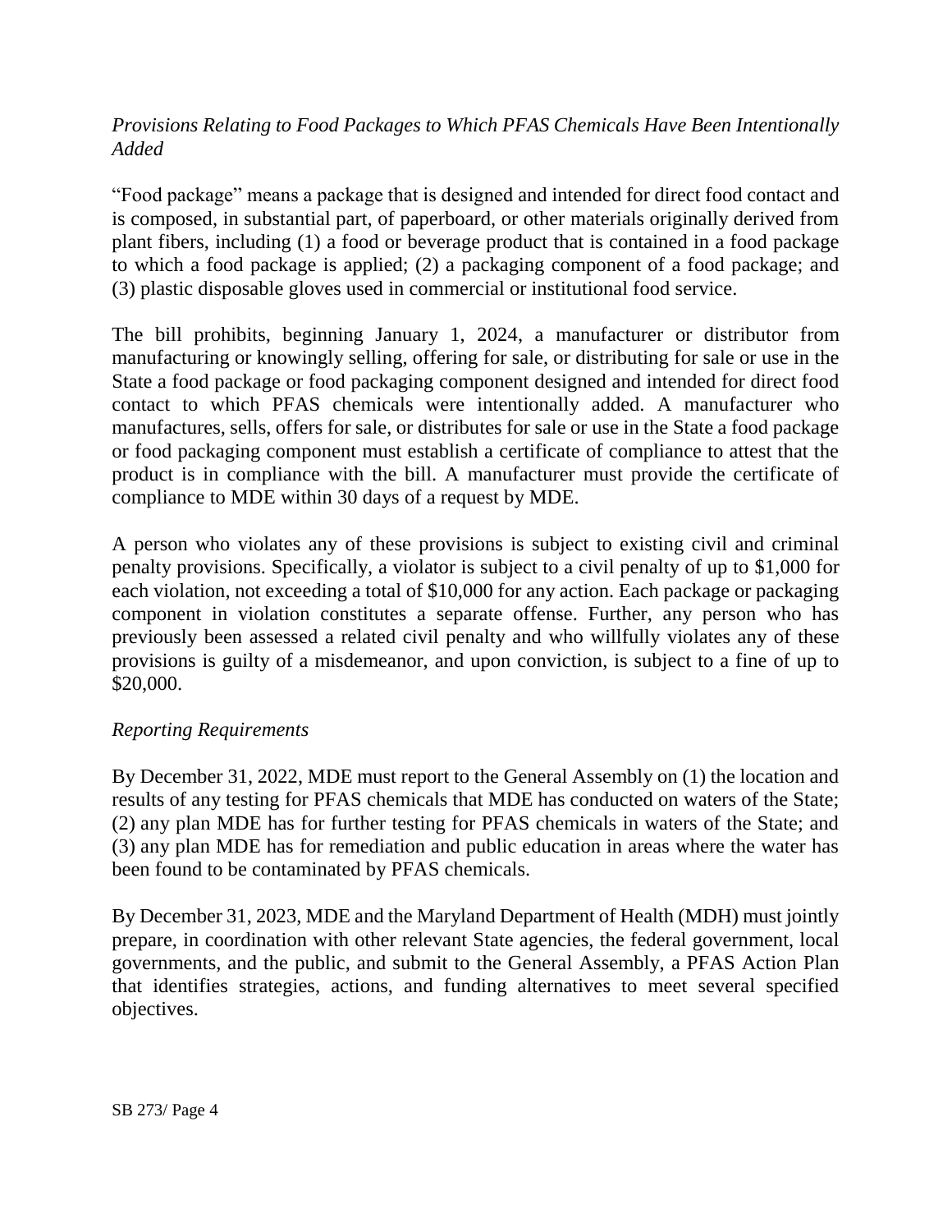*Provisions Relating to Food Packages to Which PFAS Chemicals Have Been Intentionally Added*

"Food package" means a package that is designed and intended for direct food contact and is composed, in substantial part, of paperboard, or other materials originally derived from plant fibers, including (1) a food or beverage product that is contained in a food package to which a food package is applied; (2) a packaging component of a food package; and (3) plastic disposable gloves used in commercial or institutional food service.

The bill prohibits, beginning January 1, 2024, a manufacturer or distributor from manufacturing or knowingly selling, offering for sale, or distributing for sale or use in the State a food package or food packaging component designed and intended for direct food contact to which PFAS chemicals were intentionally added. A manufacturer who manufactures, sells, offers for sale, or distributes for sale or use in the State a food package or food packaging component must establish a certificate of compliance to attest that the product is in compliance with the bill. A manufacturer must provide the certificate of compliance to MDE within 30 days of a request by MDE.

A person who violates any of these provisions is subject to existing civil and criminal penalty provisions. Specifically, a violator is subject to a civil penalty of up to $1,000 for each violation, not exceeding a total of $10,000 for any action. Each package or packaging component in violation constitutes a separate offense. Further, any person who has previously been assessed a related civil penalty and who willfully violates any of these provisions is guilty of a misdemeanor, and upon conviction, is subject to a fine of up to $20,000.

*Reporting Requirements*

By December 31, 2022, MDE must report to the General Assembly on (1) the location and results of any testing for PFAS chemicals that MDE has conducted on waters of the State; (2) any plan MDE has for further testing for PFAS chemicals in waters of the State; and (3) any plan MDE has for remediation and public education in areas where the water has been found to be contaminated by PFAS chemicals.

By December 31, 2023, MDE and the Maryland Department of Health (MDH) must jointly prepare, in coordination with other relevant State agencies, the federal government, local governments, and the public, and submit to the General Assembly, a PFAS Action Plan that identifies strategies, actions, and funding alternatives to meet several specified objectives.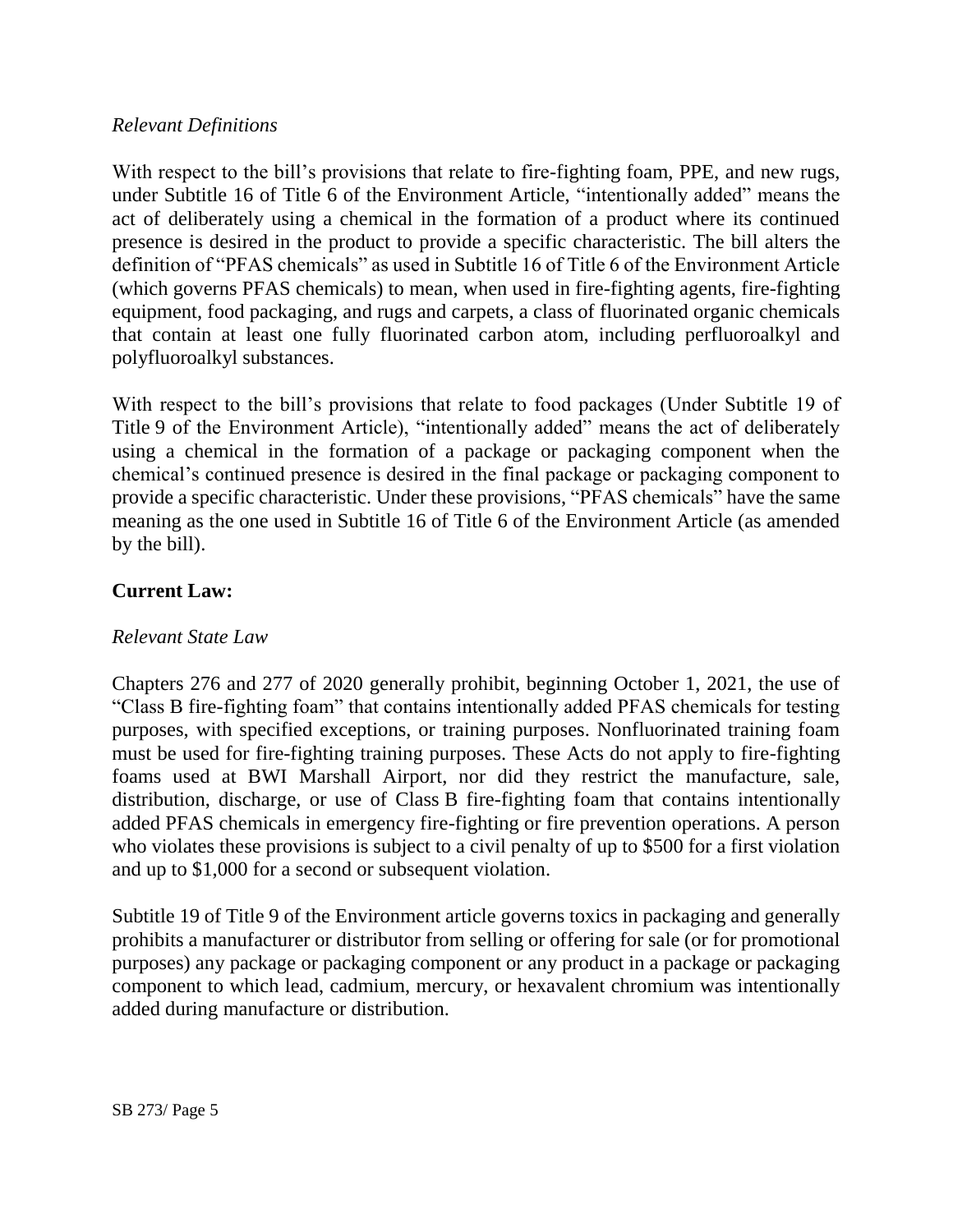*Relevant Definitions*

With respect to the bill's provisions that relate to fire-fighting foam, PPE, and new rugs, under Subtitle 16 of Title 6 of the Environment Article, "intentionally added" means the act of deliberately using a chemical in the formation of a product where its continued presence is desired in the product to provide a specific characteristic. The bill alters the definition of "PFAS chemicals" as used in Subtitle 16 of Title 6 of the Environment Article (which governs PFAS chemicals) to mean, when used in fire-fighting agents, fire-fighting equipment, food packaging, and rugs and carpets, a class of fluorinated organic chemicals that contain at least one fully fluorinated carbon atom, including perfluoroalkyl and polyfluoroalkyl substances.

With respect to the bill's provisions that relate to food packages (Under Subtitle 19 of Title 9 of the Environment Article), "intentionally added" means the act of deliberately using a chemical in the formation of a package or packaging component when the chemical's continued presence is desired in the final package or packaging component to provide a specific characteristic. Under these provisions, "PFAS chemicals" have the same meaning as the one used in Subtitle 16 of Title 6 of the Environment Article (as amended by the bill).

**Current Law:**

*Relevant State Law*

Chapters 276 and 277 of 2020 generally prohibit, beginning October 1, 2021, the use of "Class B fire-fighting foam" that contains intentionally added PFAS chemicals for testing purposes, with specified exceptions, or training purposes. Nonfluorinated training foam must be used for fire-fighting training purposes. These Acts do not apply to fire-fighting foams used at BWI Marshall Airport, nor did they restrict the manufacture, sale, distribution, discharge, or use of Class B fire-fighting foam that contains intentionally added PFAS chemicals in emergency fire-fighting or fire prevention operations. A person who violates these provisions is subject to a civil penalty of up to $500 for a first violation and up to $1,000 for a second or subsequent violation.

Subtitle 19 of Title 9 of the Environment article governs toxics in packaging and generally prohibits a manufacturer or distributor from selling or offering for sale (or for promotional purposes) any package or packaging component or any product in a package or packaging component to which lead, cadmium, mercury, or hexavalent chromium was intentionally added during manufacture or distribution.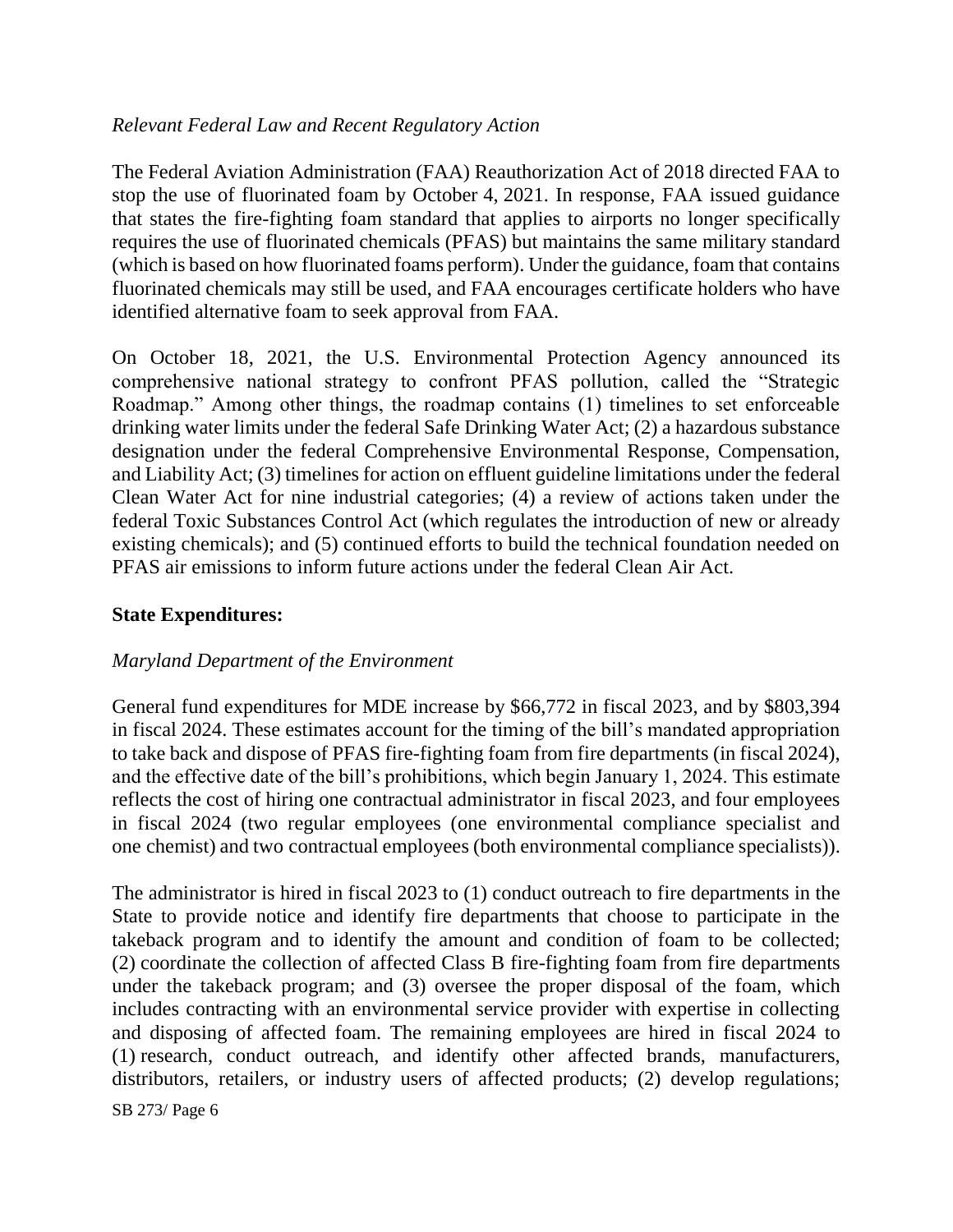*Relevant Federal Law and Recent Regulatory Action*

The Federal Aviation Administration (FAA) Reauthorization Act of 2018 directed FAA to stop the use of fluorinated foam by October 4, 2021. In response, FAA issued guidance that states the fire-fighting foam standard that applies to airports no longer specifically requires the use of fluorinated chemicals (PFAS) but maintains the same military standard (which is based on how fluorinated foams perform). Under the guidance, foam that contains fluorinated chemicals may still be used, and FAA encourages certificate holders who have identified alternative foam to seek approval from FAA.

On October 18, 2021, the U.S. Environmental Protection Agency announced its comprehensive national strategy to confront PFAS pollution, called the "Strategic Roadmap." Among other things, the roadmap contains (1) timelines to set enforceable drinking water limits under the federal Safe Drinking Water Act; (2) a hazardous substance designation under the federal Comprehensive Environmental Response, Compensation, and Liability Act; (3) timelines for action on effluent guideline limitations under the federal Clean Water Act for nine industrial categories; (4) a review of actions taken under the federal Toxic Substances Control Act (which regulates the introduction of new or already existing chemicals); and (5) continued efforts to build the technical foundation needed on PFAS air emissions to inform future actions under the federal Clean Air Act.

**State Expenditures:**

*Maryland Department of the Environment*

General fund expenditures for MDE increase by $66,772 in fiscal 2023, and by $803,394 in fiscal 2024. These estimates account for the timing of the bill's mandated appropriation to take back and dispose of PFAS fire-fighting foam from fire departments (in fiscal 2024), and the effective date of the bill's prohibitions, which begin January 1, 2024. This estimate reflects the cost of hiring one contractual administrator in fiscal 2023, and four employees in fiscal 2024 (two regular employees (one environmental compliance specialist and one chemist) and two contractual employees (both environmental compliance specialists)).

The administrator is hired in fiscal 2023 to (1) conduct outreach to fire departments in the State to provide notice and identify fire departments that choose to participate in the takeback program and to identify the amount and condition of foam to be collected; (2) coordinate the collection of affected Class B fire-fighting foam from fire departments under the takeback program; and (3) oversee the proper disposal of the foam, which includes contracting with an environmental service provider with expertise in collecting and disposing of affected foam. The remaining employees are hired in fiscal 2024 to (1) research, conduct outreach, and identify other affected brands, manufacturers, distributors, retailers, or industry users of affected products; (2) develop regulations;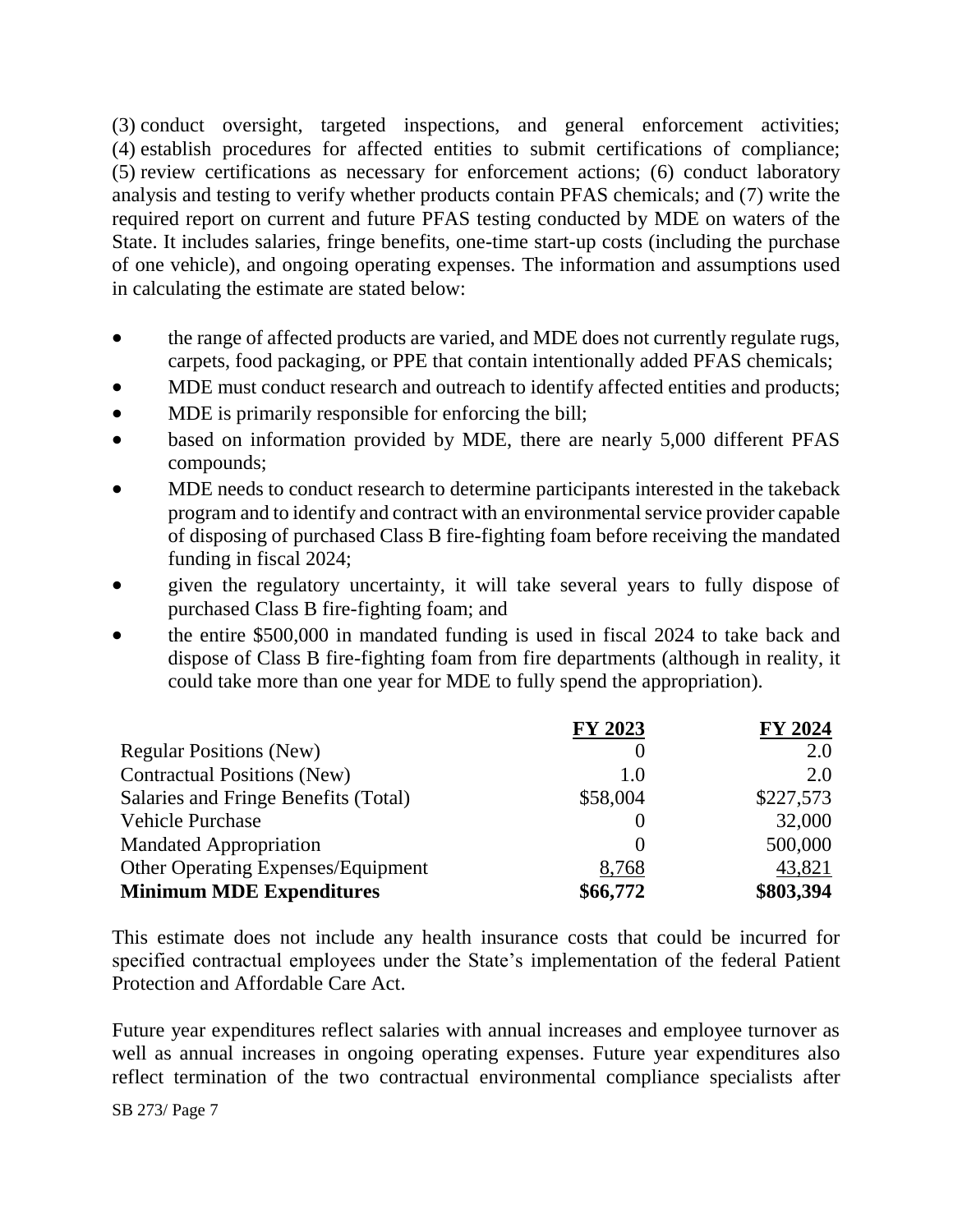(3) conduct oversight, targeted inspections, and general enforcement activities; (4) establish procedures for affected entities to submit certifications of compliance; (5) review certifications as necessary for enforcement actions; (6) conduct laboratory analysis and testing to verify whether products contain PFAS chemicals; and (7) write the required report on current and future PFAS testing conducted by MDE on waters of the State. It includes salaries, fringe benefits, one-time start-up costs (including the purchase of one vehicle), and ongoing operating expenses. The information and assumptions used in calculating the estimate are stated below:

- the range of affected products are varied, and MDE does not currently regulate rugs, carpets, food packaging, or PPE that contain intentionally added PFAS chemicals;
- MDE must conduct research and outreach to identify affected entities and products;
- MDE is primarily responsible for enforcing the bill;
- based on information provided by MDE, there are nearly 5,000 different PFAS compounds;
- MDE needs to conduct research to determine participants interested in the takeback program and to identify and contract with an environmental service provider capable of disposing of purchased Class B fire-fighting foam before receiving the mandated funding in fiscal 2024;
- given the regulatory uncertainty, it will take several years to fully dispose of purchased Class B fire-fighting foam; and
- the entire $500,000 in mandated funding is used in fiscal 2024 to take back and dispose of Class B fire-fighting foam from fire departments (although in reality, it could take more than one year for MDE to fully spend the appropriation).

| | FY 2023 | FY 2024 |
|---|---|---|
| Regular Positions (New) | 0 | 2.0 |
| Contractual Positions (New) | 1.0 | 2.0 |
| Salaries and Fringe Benefits (Total) | $58,004 | $227,573 |
| Vehicle Purchase | 0 | 32,000 |
| Mandated Appropriation | 0 | 500,000 |
| Other Operating Expenses/Equipment | 8,768 | 43,821 |
| **Minimum MDE Expenditures** | **$66,772** | **$803,394** |

This estimate does not include any health insurance costs that could be incurred for specified contractual employees under the State's implementation of the federal Patient Protection and Affordable Care Act.

Future year expenditures reflect salaries with annual increases and employee turnover as well as annual increases in ongoing operating expenses. Future year expenditures also reflect termination of the two contractual environmental compliance specialists after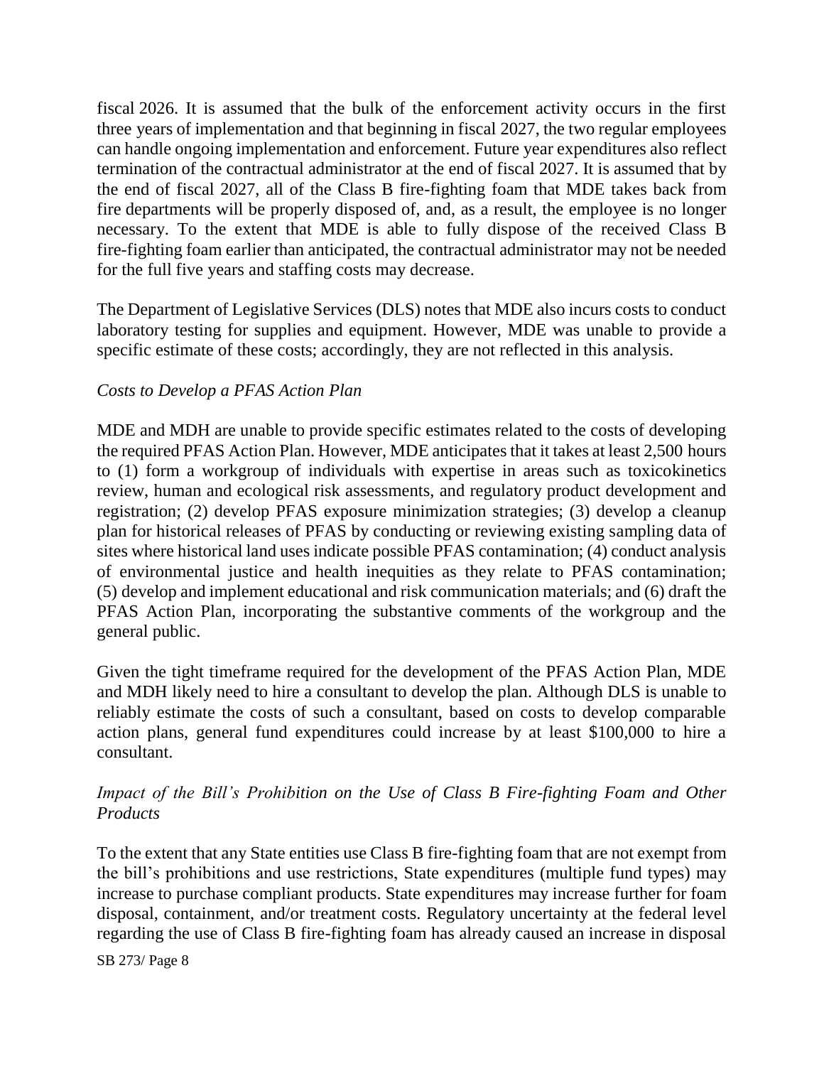fiscal 2026. It is assumed that the bulk of the enforcement activity occurs in the first three years of implementation and that beginning in fiscal 2027, the two regular employees can handle ongoing implementation and enforcement. Future year expenditures also reflect termination of the contractual administrator at the end of fiscal 2027. It is assumed that by the end of fiscal 2027, all of the Class B fire-fighting foam that MDE takes back from fire departments will be properly disposed of, and, as a result, the employee is no longer necessary. To the extent that MDE is able to fully dispose of the received Class B fire-fighting foam earlier than anticipated, the contractual administrator may not be needed for the full five years and staffing costs may decrease.

The Department of Legislative Services (DLS) notes that MDE also incurs costs to conduct laboratory testing for supplies and equipment. However, MDE was unable to provide a specific estimate of these costs; accordingly, they are not reflected in this analysis.

*Costs to Develop a PFAS Action Plan*

MDE and MDH are unable to provide specific estimates related to the costs of developing the required PFAS Action Plan. However, MDE anticipates that it takes at least 2,500 hours to (1) form a workgroup of individuals with expertise in areas such as toxicokinetics review, human and ecological risk assessments, and regulatory product development and registration; (2) develop PFAS exposure minimization strategies; (3) develop a cleanup plan for historical releases of PFAS by conducting or reviewing existing sampling data of sites where historical land uses indicate possible PFAS contamination; (4) conduct analysis of environmental justice and health inequities as they relate to PFAS contamination; (5) develop and implement educational and risk communication materials; and (6) draft the PFAS Action Plan, incorporating the substantive comments of the workgroup and the general public.

Given the tight timeframe required for the development of the PFAS Action Plan, MDE and MDH likely need to hire a consultant to develop the plan. Although DLS is unable to reliably estimate the costs of such a consultant, based on costs to develop comparable action plans, general fund expenditures could increase by at least $100,000 to hire a consultant.

*Impact of the Bill's Prohibition on the Use of Class B Fire-fighting Foam and Other Products*

To the extent that any State entities use Class B fire-fighting foam that are not exempt from the bill's prohibitions and use restrictions, State expenditures (multiple fund types) may increase to purchase compliant products. State expenditures may increase further for foam disposal, containment, and/or treatment costs. Regulatory uncertainty at the federal level regarding the use of Class B fire-fighting foam has already caused an increase in disposal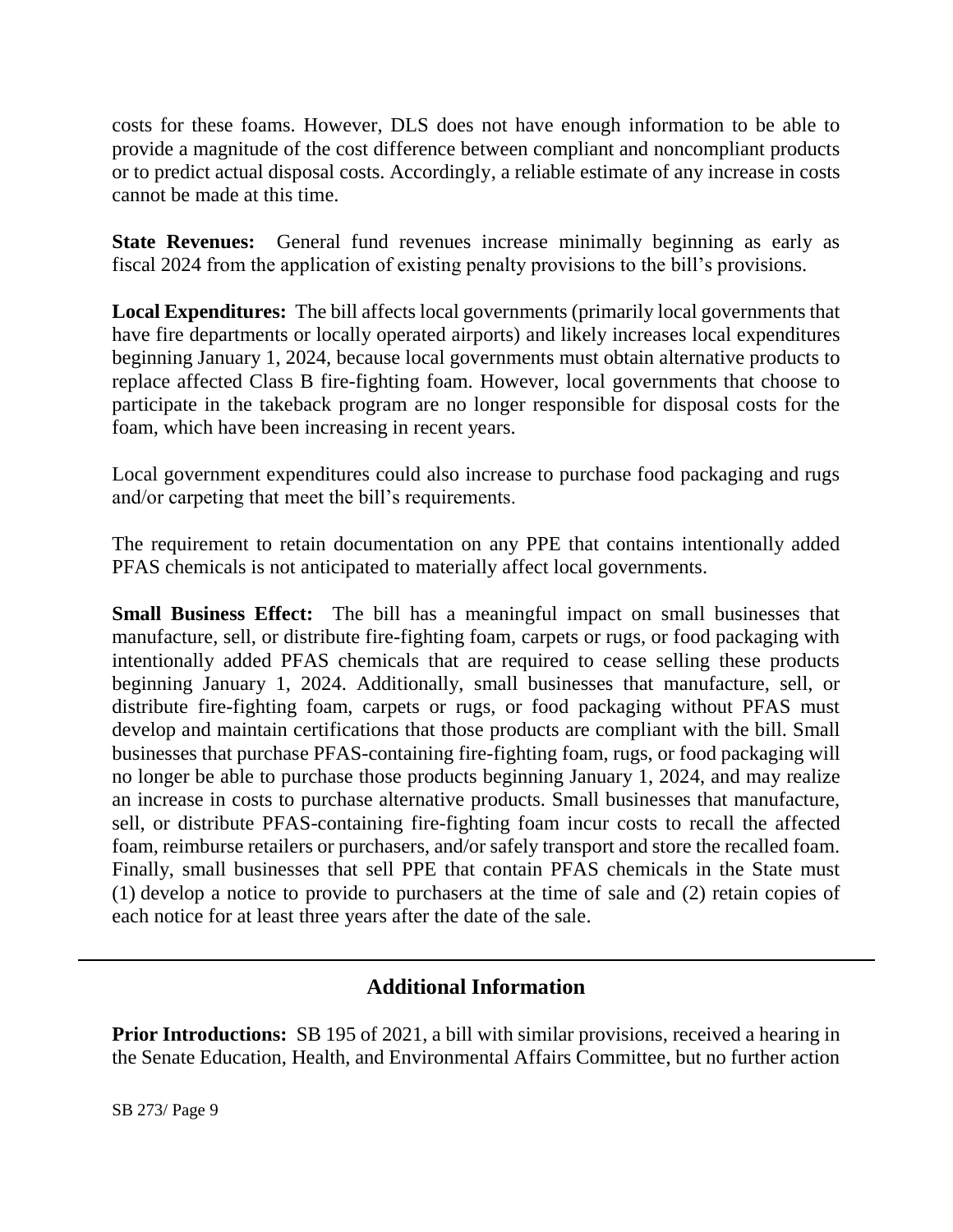costs for these foams. However, DLS does not have enough information to be able to provide a magnitude of the cost difference between compliant and noncompliant products or to predict actual disposal costs. Accordingly, a reliable estimate of any increase in costs cannot be made at this time.

**State Revenues:** General fund revenues increase minimally beginning as early as fiscal 2024 from the application of existing penalty provisions to the bill's provisions.

**Local Expenditures:** The bill affects local governments (primarily local governments that have fire departments or locally operated airports) and likely increases local expenditures beginning January 1, 2024, because local governments must obtain alternative products to replace affected Class B fire-fighting foam. However, local governments that choose to participate in the takeback program are no longer responsible for disposal costs for the foam, which have been increasing in recent years.

Local government expenditures could also increase to purchase food packaging and rugs and/or carpeting that meet the bill's requirements.

The requirement to retain documentation on any PPE that contains intentionally added PFAS chemicals is not anticipated to materially affect local governments.

**Small Business Effect:** The bill has a meaningful impact on small businesses that manufacture, sell, or distribute fire-fighting foam, carpets or rugs, or food packaging with intentionally added PFAS chemicals that are required to cease selling these products beginning January 1, 2024. Additionally, small businesses that manufacture, sell, or distribute fire-fighting foam, carpets or rugs, or food packaging without PFAS must develop and maintain certifications that those products are compliant with the bill. Small businesses that purchase PFAS-containing fire-fighting foam, rugs, or food packaging will no longer be able to purchase those products beginning January 1, 2024, and may realize an increase in costs to purchase alternative products. Small businesses that manufacture, sell, or distribute PFAS-containing fire-fighting foam incur costs to recall the affected foam, reimburse retailers or purchasers, and/or safely transport and store the recalled foam. Finally, small businesses that sell PPE that contain PFAS chemicals in the State must (1) develop a notice to provide to purchasers at the time of sale and (2) retain copies of each notice for at least three years after the date of the sale.

## Additional Information

**Prior Introductions:** SB 195 of 2021, a bill with similar provisions, received a hearing in the Senate Education, Health, and Environmental Affairs Committee, but no further action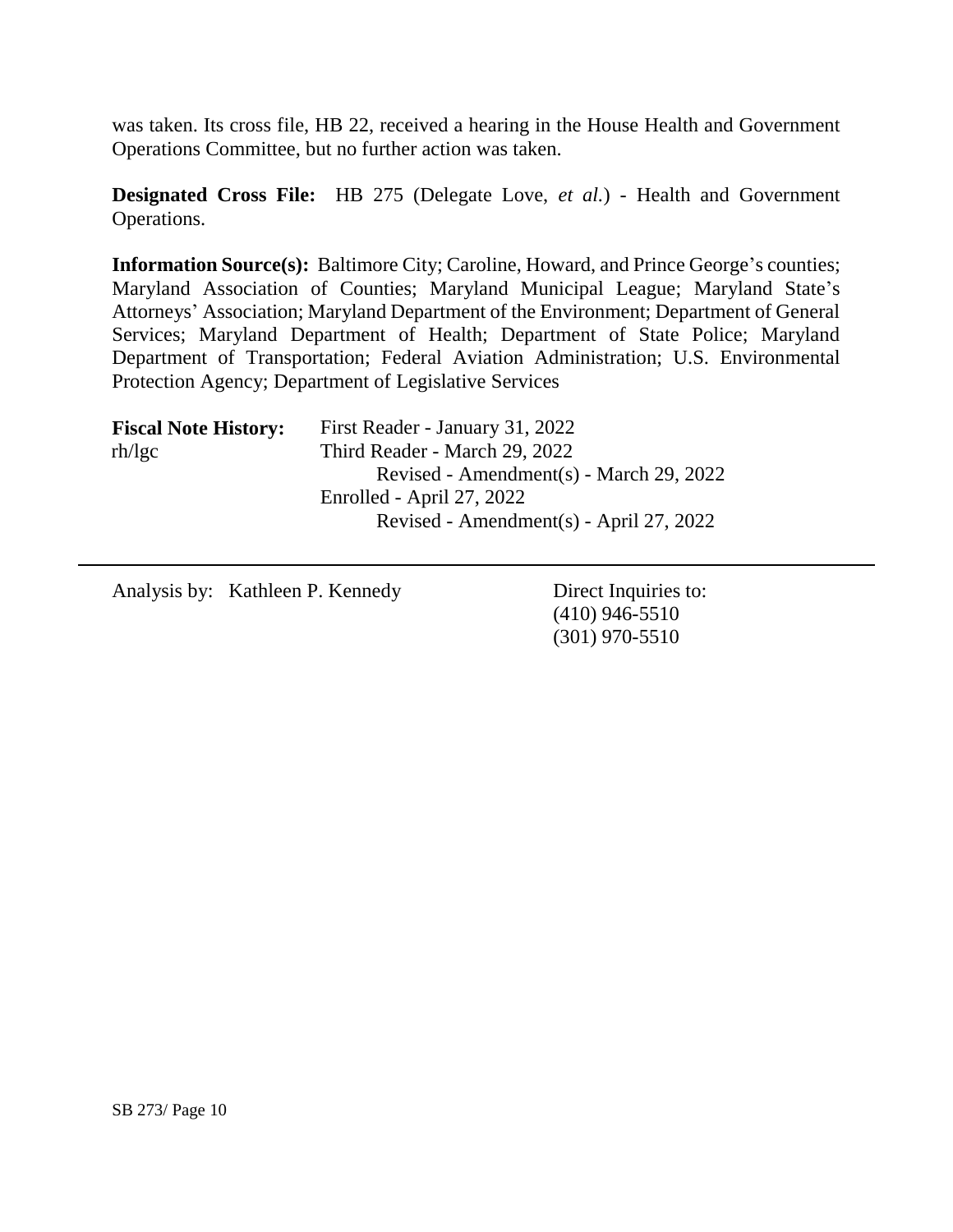was taken. Its cross file, HB 22, received a hearing in the House Health and Government Operations Committee, but no further action was taken.

**Designated Cross File:** HB 275 (Delegate Love, *et al.*) - Health and Government Operations.

**Information Source(s):** Baltimore City; Caroline, Howard, and Prince George's counties; Maryland Association of Counties; Maryland Municipal League; Maryland State's Attorneys' Association; Maryland Department of the Environment; Department of General Services; Maryland Department of Health; Department of State Police; Maryland Department of Transportation; Federal Aviation Administration; U.S. Environmental Protection Agency; Department of Legislative Services

**Fiscal Note History:** First Reader - January 31, 2022
rh/lgc Third Reader - March 29, 2022
Revised - Amendment(s) - March 29, 2022
Enrolled - April 27, 2022
Revised - Amendment(s) - April 27, 2022

---

Analysis by: Kathleen P. Kennedy

Direct Inquiries to:
(410) 946-5510
(301) 970-5510